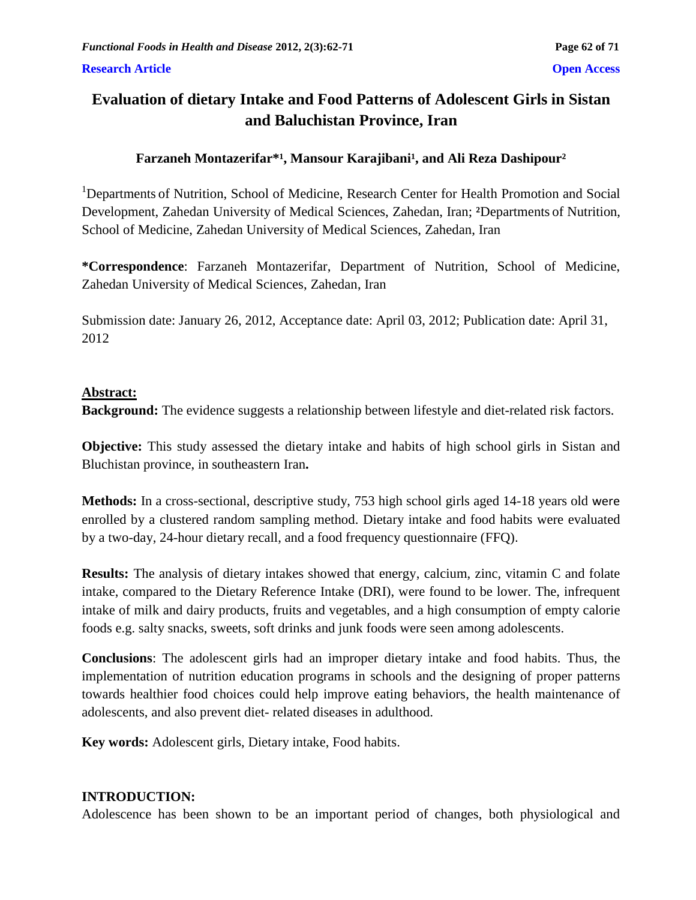**Research Article** **Open Access**

# Evaluation of dietary Intake and Food Patterns of Adolescent Girls in Sistan and Baluchistan Province, Iran

**Farzaneh Montazerifar*[1], Mansour Karajibani[1], and Ali Reza Dashipour[2]**

[1]Departments of Nutrition, School of Medicine, Research Center for Health Promotion and Social Development, Zahedan University of Medical Sciences, Zahedan, Iran; [2]Departments of Nutrition, School of Medicine, Zahedan University of Medical Sciences, Zahedan, Iran

***Correspondence**: Farzaneh Montazerifar, Department of Nutrition, School of Medicine, Zahedan University of Medical Sciences, Zahedan, Iran

Submission date: January 26, 2012, Acceptance date: April 03, 2012; Publication date: April 31, 2012

## Abstract:

**Background:** The evidence suggests a relationship between lifestyle and diet-related risk factors.

**Objective:** This study assessed the dietary intake and habits of high school girls in Sistan and Bluchistan province, in southeastern Iran**.**

**Methods:** In a cross-sectional, descriptive study, 753 high school girls aged 14-18 years old were enrolled by a clustered random sampling method. Dietary intake and food habits were evaluated by a two-day, 24-hour dietary recall, and a food frequency questionnaire (FFQ).

**Results:** The analysis of dietary intakes showed that energy, calcium, zinc, vitamin C and folate intake, compared to the Dietary Reference Intake (DRI), were found to be lower. The, infrequent intake of milk and dairy products, fruits and vegetables, and a high consumption of empty calorie foods e.g. salty snacks, sweets, soft drinks and junk foods were seen among adolescents.

**Conclusions**: The adolescent girls had an improper dietary intake and food habits. Thus, the implementation of nutrition education programs in schools and the designing of proper patterns towards healthier food choices could help improve eating behaviors, the health maintenance of adolescents, and also prevent diet- related diseases in adulthood.

**Key words:** Adolescent girls, Dietary intake, Food habits.

## INTRODUCTION:

Adolescence has been shown to be an important period of changes, both physiological and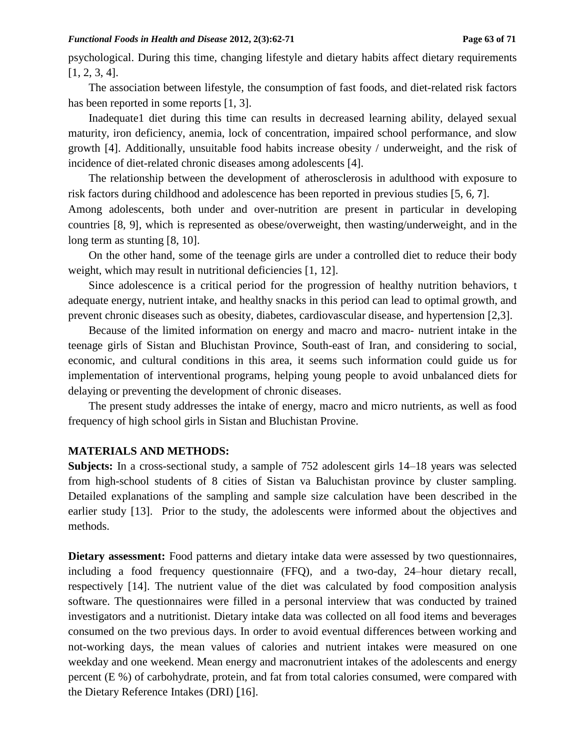psychological. During this time, changing lifestyle and dietary habits affect dietary requirements [1, 2, 3, 4].

The association between lifestyle, the consumption of fast foods, and diet-related risk factors has been reported in some reports [1, 3].

Inadequate1 diet during this time can results in decreased learning ability, delayed sexual maturity, iron deficiency, anemia, lock of concentration, impaired school performance, and slow growth [4]. Additionally, unsuitable food habits increase obesity / underweight, and the risk of incidence of diet-related chronic diseases among adolescents [4].

The relationship between the development of atherosclerosis in adulthood with exposure to risk factors during childhood and adolescence has been reported in previous studies [5, 6, 7].
Among adolescents, both under and over-nutrition are present in particular in developing countries [8, 9], which is represented as obese/overweight, then wasting/underweight, and in the long term as stunting [8, 10].

On the other hand, some of the teenage girls are under a controlled diet to reduce their body weight, which may result in nutritional deficiencies [1, 12].

Since adolescence is a critical period for the progression of healthy nutrition behaviors, t adequate energy, nutrient intake, and healthy snacks in this period can lead to optimal growth, and prevent chronic diseases such as obesity, diabetes, cardiovascular disease, and hypertension [2,3].

Because of the limited information on energy and macro and macro- nutrient intake in the teenage girls of Sistan and Bluchistan Province, South-east of Iran, and considering to social, economic, and cultural conditions in this area, it seems such information could guide us for implementation of interventional programs, helping young people to avoid unbalanced diets for delaying or preventing the development of chronic diseases.

The present study addresses the intake of energy, macro and micro nutrients, as well as food frequency of high school girls in Sistan and Bluchistan Provine.

## MATERIALS AND METHODS:

**Subjects:** In a cross-sectional study, a sample of 752 adolescent girls 14–18 years was selected from high-school students of 8 cities of Sistan va Baluchistan province by cluster sampling. Detailed explanations of the sampling and sample size calculation have been described in the earlier study [13]. Prior to the study, the adolescents were informed about the objectives and methods.

**Dietary assessment:** Food patterns and dietary intake data were assessed by two questionnaires, including a food frequency questionnaire (FFQ), and a two-day, 24–hour dietary recall, respectively [14]. The nutrient value of the diet was calculated by food composition analysis software. The questionnaires were filled in a personal interview that was conducted by trained investigators and a nutritionist. Dietary intake data was collected on all food items and beverages consumed on the two previous days. In order to avoid eventual differences between working and not-working days, the mean values of calories and nutrient intakes were measured on one weekday and one weekend. Mean energy and macronutrient intakes of the adolescents and energy percent (E %) of carbohydrate, protein, and fat from total calories consumed, were compared with the Dietary Reference Intakes (DRI) [16].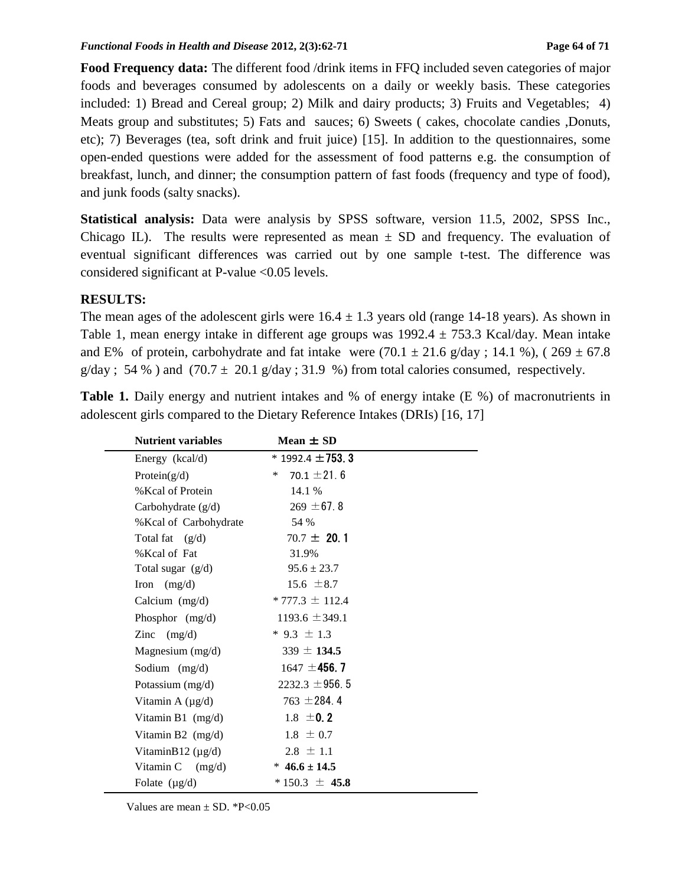**Food Frequency data:** The different food /drink items in FFQ included seven categories of major foods and beverages consumed by adolescents on a daily or weekly basis. These categories included: 1) Bread and Cereal group; 2) Milk and dairy products; 3) Fruits and Vegetables; 4) Meats group and substitutes; 5) Fats and sauces; 6) Sweets ( cakes, chocolate candies ,Donuts, etc); 7) Beverages (tea, soft drink and fruit juice) [15]. In addition to the questionnaires, some open-ended questions were added for the assessment of food patterns e.g. the consumption of breakfast, lunch, and dinner; the consumption pattern of fast foods (frequency and type of food), and junk foods (salty snacks).

**Statistical analysis:** Data were analysis by SPSS software, version 11.5, 2002, SPSS Inc., Chicago IL). The results were represented as mean ± SD and frequency. The evaluation of eventual significant differences was carried out by one sample t-test. The difference was considered significant at P-value <0.05 levels.

## RESULTS:

The mean ages of the adolescent girls were 16.4 ± 1.3 years old (range 14-18 years). As shown in Table 1, mean energy intake in different age groups was 1992.4 ± 753.3 Kcal/day. Mean intake and E% of protein, carbohydrate and fat intake were (70.1 ± 21.6 g/day ; 14.1 %), ( 269 ± 67.8 g/day ; 54 % ) and (70.7 ± 20.1 g/day ; 31.9 %) from total calories consumed, respectively.

**Table 1.** Daily energy and nutrient intakes and % of energy intake (E %) of macronutrients in adolescent girls compared to the Dietary Reference Intakes (DRIs) [16, 17]

| Nutrient variables | Mean ± SD |
|---|---|
| Energy (kcal/d) | * 1992.4 ± 753.3 |
| Protein(g/d) | * 70.1 ± 21.6 |
| %Kcal of Protein | 14.1 % |
| Carbohydrate (g/d) | 269 ± 67.8 |
| %Kcal of Carbohydrate | 54 % |
| Total fat (g/d) | 70.7 ± 20.1 |
| %Kcal of Fat | 31.9% |
| Total sugar (g/d) | 95.6 ± 23.7 |
| Iron (mg/d) | 15.6 ± 8.7 |
| Calcium (mg/d) | * 777.3 ± 112.4 |
| Phosphor (mg/d) | 1193.6 ± 349.1 |
| Zinc (mg/d) | * 9.3 ± 1.3 |
| Magnesium (mg/d) | 339 ± **134.5** |
| Sodium (mg/d) | 1647 ± **456.7** |
| Potassium (mg/d) | 2232.3 ± 956.5 |
| Vitamin A (μg/d) | 763 ± 284.4 |
| Vitamin B1 (mg/d) | 1.8 ± **0.2** |
| Vitamin B2 (mg/d) | 1.8 ± 0.7 |
| VitaminB12 (μg/d) | 2.8 ± 1.1 |
| Vitamin C (mg/d) | * **46.6 ± 14.5** |
| Folate (μg/d) | * 150.3 ± **45.8** |

Values are mean ± SD. *P<0.05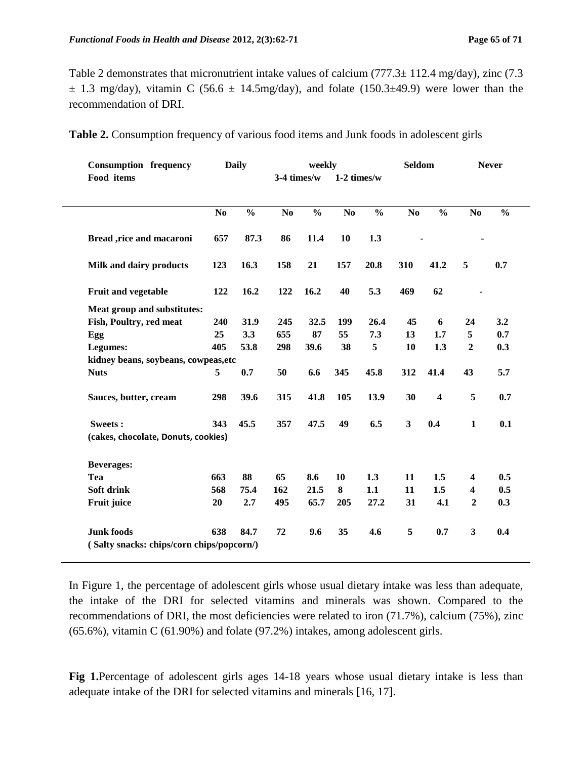Table 2 demonstrates that micronutrient intake values of calcium (777.3± 112.4 mg/day), zinc (7.3 ± 1.3 mg/day), vitamin C (56.6 ± 14.5mg/day), and folate (150.3±49.9) were lower than the recommendation of DRI.

**Table 2.** Consumption frequency of various food items and Junk foods in adolescent girls

| Consumption frequency / Food items | Daily | | weekly 3-4 times/w | | weekly 1-2 times/w | | Seldom | | Never | |
|---|---|---|---|---|---|---|---|---|---|---|
| | **No** | **%** | **No** | **%** | **No** | **%** | **No** | **%** | **No** | **%** |
| **Bread ,rice and macaroni** | **657** | **87.3** | **86** | **11.4** | **10** | **1.3** | - | | - | |
| **Milk and dairy products** | **123** | **16.3** | **158** | **21** | **157** | **20.8** | **310** | **41.2** | **5** | **0.7** |
| **Fruit and vegetable** | **122** | **16.2** | **122** | **16.2** | **40** | **5.3** | **469** | **62** | - | |
| **Meat group and substitutes:** | | | | | | | | | | |
| **Fish, Poultry, red meat** | **240** | **31.9** | **245** | **32.5** | **199** | **26.4** | **45** | **6** | **24** | **3.2** |
| **Egg** | **25** | **3.3** | **655** | **87** | **55** | **7.3** | **13** | **1.7** | **5** | **0.7** |
| **Legumes:** kidney beans, soybeans, cowpeas,etc | **405** | **53.8** | **298** | **39.6** | **38** | **5** | **10** | **1.3** | **2** | **0.3** |
| **Nuts** | **5** | **0.7** | **50** | **6.6** | **345** | **45.8** | **312** | **41.4** | **43** | **5.7** |
| **Sauces, butter, cream** | **298** | **39.6** | **315** | **41.8** | **105** | **13.9** | **30** | **4** | **5** | **0.7** |
| **Sweets :** (cakes, chocolate, Donuts, cookies) | **343** | **45.5** | **357** | **47.5** | **49** | **6.5** | **3** | **0.4** | **1** | **0.1** |
| **Beverages:** | | | | | | | | | | |
| **Tea** | **663** | **88** | **65** | **8.6** | **10** | **1.3** | **11** | **1.5** | **4** | **0.5** |
| **Soft drink** | **568** | **75.4** | **162** | **21.5** | **8** | **1.1** | **11** | **1.5** | **4** | **0.5** |
| **Fruit juice** | **20** | **2.7** | **495** | **65.7** | **205** | **27.2** | **31** | **4.1** | **2** | **0.3** |
| **Junk foods** ( Salty snacks: chips/corn chips/popcorn/) | **638** | **84.7** | **72** | **9.6** | **35** | **4.6** | **5** | **0.7** | **3** | **0.4** |

In Figure 1, the percentage of adolescent girls whose usual dietary intake was less than adequate, the intake of the DRI for selected vitamins and minerals was shown. Compared to the recommendations of DRI, the most deficiencies were related to iron (71.7%), calcium (75%), zinc (65.6%), vitamin C (61.90%) and folate (97.2%) intakes, among adolescent girls.

**Fig 1.**Percentage of adolescent girls ages 14-18 years whose usual dietary intake is less than adequate intake of the DRI for selected vitamins and minerals [16, 17].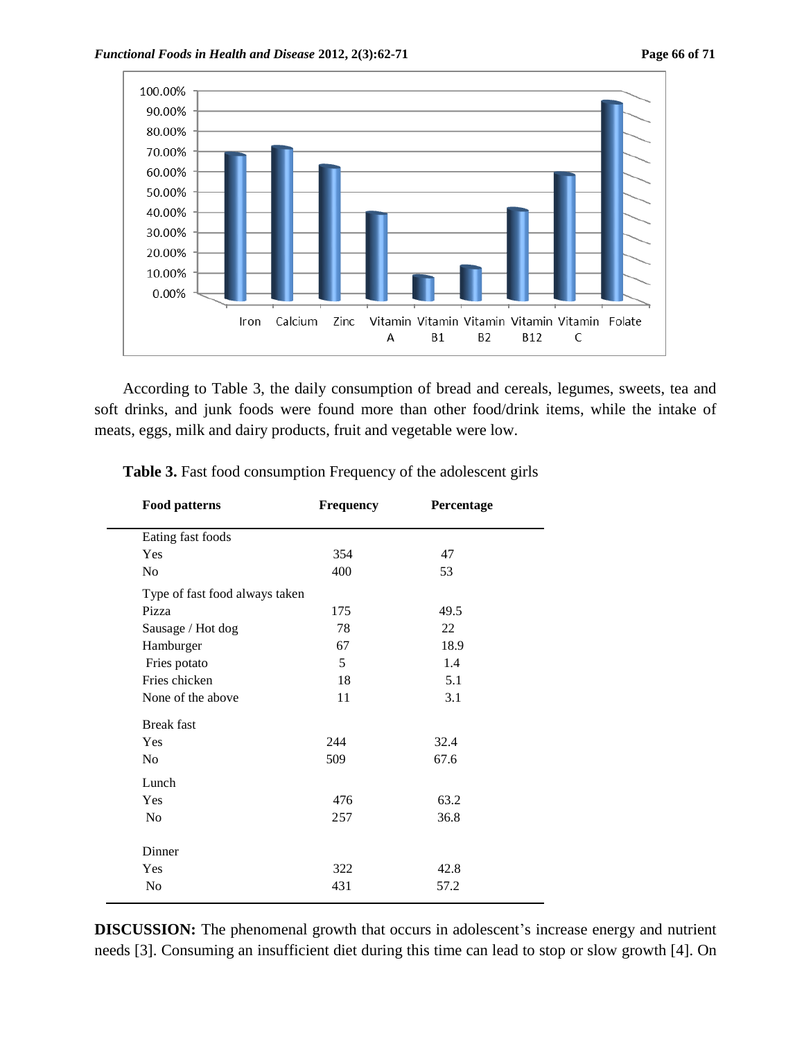According to Table 3, the daily consumption of bread and cereals, legumes, sweets, tea and soft drinks, and junk foods were found more than other food/drink items, while the intake of meats, eggs, milk and dairy products, fruit and vegetable were low.

**Table 3.** Fast food consumption Frequency of the adolescent girls

| Food patterns | Frequency | Percentage |
|---|---|---|
| Eating fast foods | | |
| Yes | 354 | 47 |
| No | 400 | 53 |
| Type of fast food always taken | | |
| Pizza | 175 | 49.5 |
| Sausage / Hot dog | 78 | 22 |
| Hamburger | 67 | 18.9 |
| Fries potato | 5 | 1.4 |
| Fries chicken | 18 | 5.1 |
| None of the above | 11 | 3.1 |
| Break fast | | |
| Yes | 244 | 32.4 |
| No | 509 | 67.6 |
| Lunch | | |
| Yes | 476 | 63.2 |
| No | 257 | 36.8 |
| Dinner | | |
| Yes | 322 | 42.8 |
| No | 431 | 57.2 |

**DISCUSSION:** The phenomenal growth that occurs in adolescent's increase energy and nutrient needs [3]. Consuming an insufficient diet during this time can lead to stop or slow growth [4]. On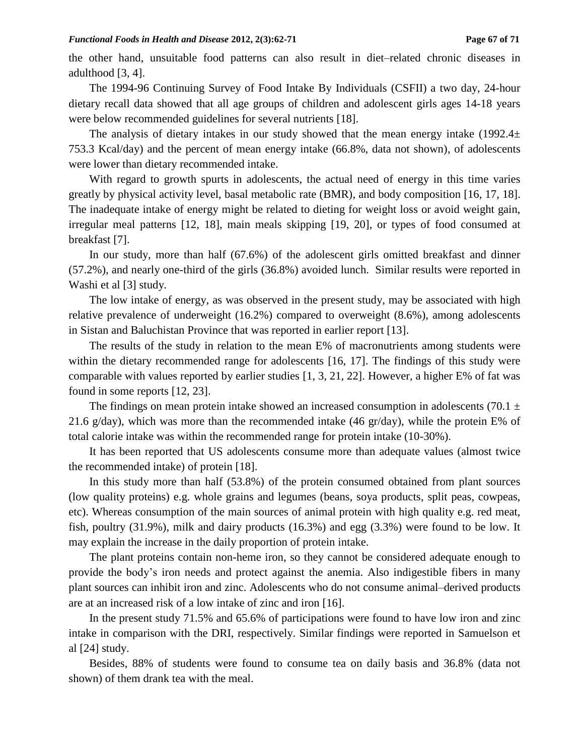the other hand, unsuitable food patterns can also result in diet–related chronic diseases in adulthood [3, 4].

The 1994-96 Continuing Survey of Food Intake By Individuals (CSFII) a two day, 24-hour dietary recall data showed that all age groups of children and adolescent girls ages 14-18 years were below recommended guidelines for several nutrients [18].

The analysis of dietary intakes in our study showed that the mean energy intake (1992.4± 753.3 Kcal/day) and the percent of mean energy intake (66.8%, data not shown), of adolescents were lower than dietary recommended intake.

With regard to growth spurts in adolescents, the actual need of energy in this time varies greatly by physical activity level, basal metabolic rate (BMR), and body composition [16, 17, 18]. The inadequate intake of energy might be related to dieting for weight loss or avoid weight gain, irregular meal patterns [12, 18], main meals skipping [19, 20], or types of food consumed at breakfast [7].

In our study, more than half (67.6%) of the adolescent girls omitted breakfast and dinner (57.2%), and nearly one-third of the girls (36.8%) avoided lunch. Similar results were reported in Washi et al [3] study.

The low intake of energy, as was observed in the present study, may be associated with high relative prevalence of underweight (16.2%) compared to overweight (8.6%), among adolescents in Sistan and Baluchistan Province that was reported in earlier report [13].

The results of the study in relation to the mean E% of macronutrients among students were within the dietary recommended range for adolescents [16, 17]. The findings of this study were comparable with values reported by earlier studies [1, 3, 21, 22]. However, a higher E% of fat was found in some reports [12, 23].

The findings on mean protein intake showed an increased consumption in adolescents (70.1 ± 21.6 g/day), which was more than the recommended intake (46 gr/day), while the protein E% of total calorie intake was within the recommended range for protein intake (10-30%).

It has been reported that US adolescents consume more than adequate values (almost twice the recommended intake) of protein [18].

In this study more than half (53.8%) of the protein consumed obtained from plant sources (low quality proteins) e.g. whole grains and legumes (beans, soya products, split peas, cowpeas, etc). Whereas consumption of the main sources of animal protein with high quality e.g. red meat, fish, poultry (31.9%), milk and dairy products (16.3%) and egg (3.3%) were found to be low. It may explain the increase in the daily proportion of protein intake.

The plant proteins contain non-heme iron, so they cannot be considered adequate enough to provide the body's iron needs and protect against the anemia. Also indigestible fibers in many plant sources can inhibit iron and zinc. Adolescents who do not consume animal–derived products are at an increased risk of a low intake of zinc and iron [16].

In the present study 71.5% and 65.6% of participations were found to have low iron and zinc intake in comparison with the DRI, respectively. Similar findings were reported in Samuelson et al [24] study.

Besides, 88% of students were found to consume tea on daily basis and 36.8% (data not shown) of them drank tea with the meal.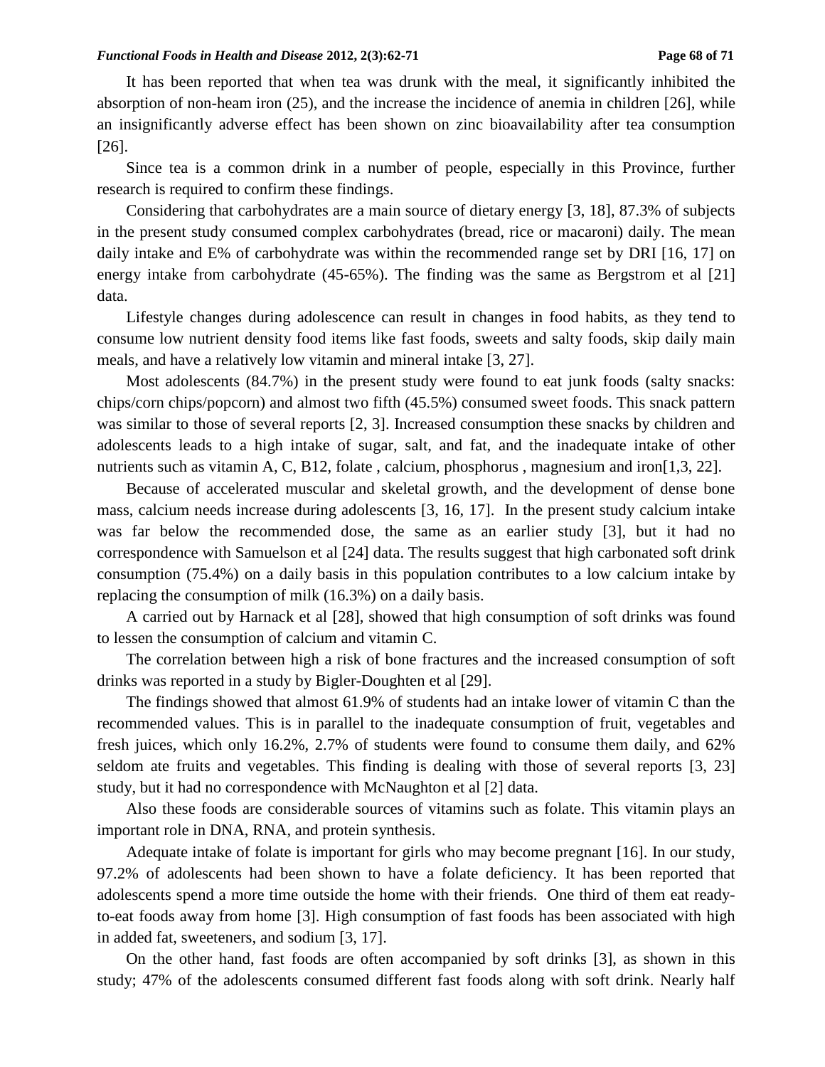It has been reported that when tea was drunk with the meal, it significantly inhibited the absorption of non-heam iron (25), and the increase the incidence of anemia in children [26], while an insignificantly adverse effect has been shown on zinc bioavailability after tea consumption [26].

Since tea is a common drink in a number of people, especially in this Province, further research is required to confirm these findings.

Considering that carbohydrates are a main source of dietary energy [3, 18], 87.3% of subjects in the present study consumed complex carbohydrates (bread, rice or macaroni) daily. The mean daily intake and E% of carbohydrate was within the recommended range set by DRI [16, 17] on energy intake from carbohydrate (45-65%). The finding was the same as Bergstrom et al [21] data.

Lifestyle changes during adolescence can result in changes in food habits, as they tend to consume low nutrient density food items like fast foods, sweets and salty foods, skip daily main meals, and have a relatively low vitamin and mineral intake [3, 27].

Most adolescents (84.7%) in the present study were found to eat junk foods (salty snacks: chips/corn chips/popcorn) and almost two fifth (45.5%) consumed sweet foods. This snack pattern was similar to those of several reports [2, 3]. Increased consumption these snacks by children and adolescents leads to a high intake of sugar, salt, and fat, and the inadequate intake of other nutrients such as vitamin A, C, B12, folate , calcium, phosphorus , magnesium and iron[1,3, 22].

Because of accelerated muscular and skeletal growth, and the development of dense bone mass, calcium needs increase during adolescents [3, 16, 17]. In the present study calcium intake was far below the recommended dose, the same as an earlier study [3], but it had no correspondence with Samuelson et al [24] data. The results suggest that high carbonated soft drink consumption (75.4%) on a daily basis in this population contributes to a low calcium intake by replacing the consumption of milk (16.3%) on a daily basis.

A carried out by Harnack et al [28], showed that high consumption of soft drinks was found to lessen the consumption of calcium and vitamin C.

The correlation between high a risk of bone fractures and the increased consumption of soft drinks was reported in a study by Bigler-Doughten et al [29].

The findings showed that almost 61.9% of students had an intake lower of vitamin C than the recommended values. This is in parallel to the inadequate consumption of fruit, vegetables and fresh juices, which only 16.2%, 2.7% of students were found to consume them daily, and 62% seldom ate fruits and vegetables. This finding is dealing with those of several reports [3, 23] study, but it had no correspondence with McNaughton et al [2] data.

Also these foods are considerable sources of vitamins such as folate. This vitamin plays an important role in DNA, RNA, and protein synthesis.

Adequate intake of folate is important for girls who may become pregnant [16]. In our study, 97.2% of adolescents had been shown to have a folate deficiency. It has been reported that adolescents spend a more time outside the home with their friends. One third of them eat ready-to-eat foods away from home [3]. High consumption of fast foods has been associated with high in added fat, sweeteners, and sodium [3, 17].

On the other hand, fast foods are often accompanied by soft drinks [3], as shown in this study; 47% of the adolescents consumed different fast foods along with soft drink. Nearly half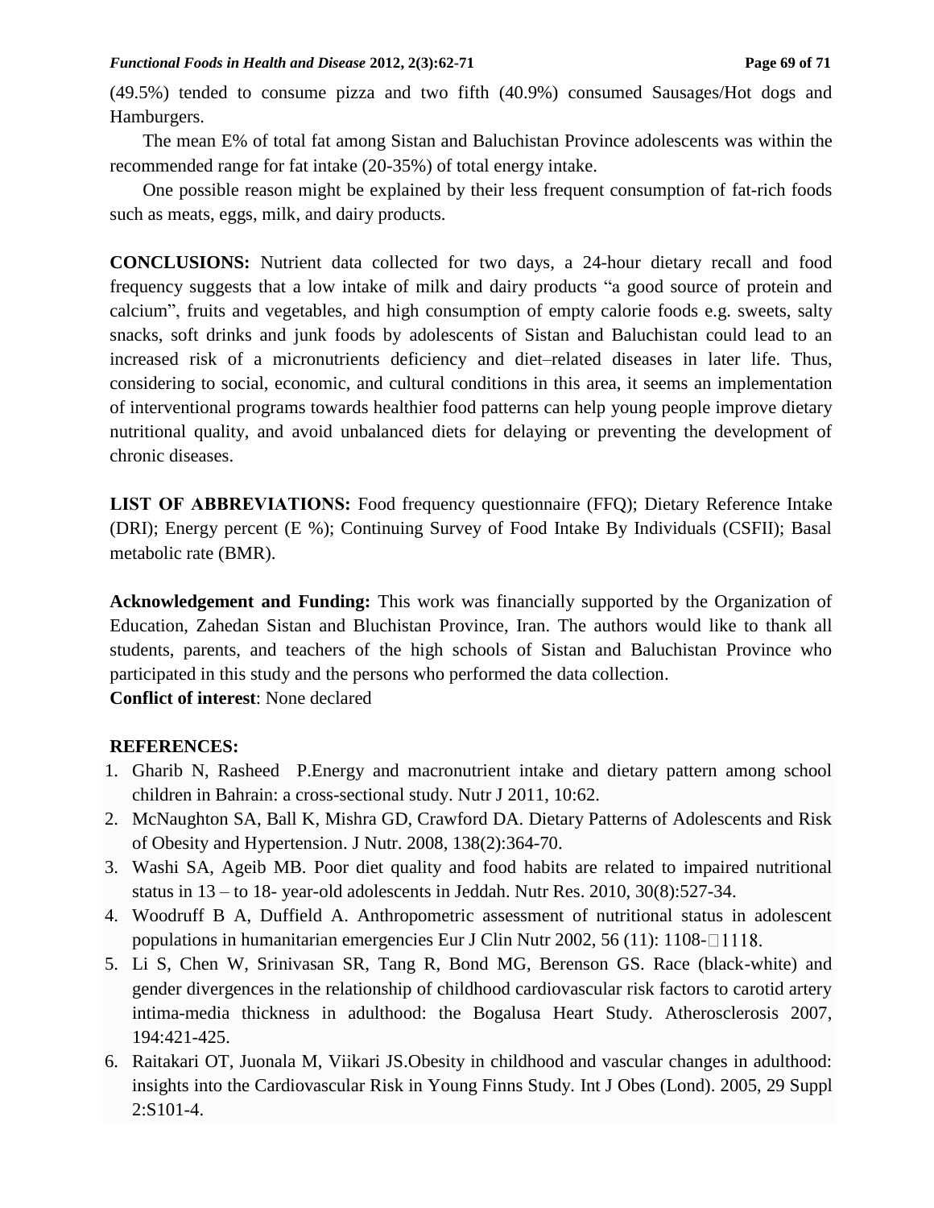(49.5%) tended to consume pizza and two fifth (40.9%) consumed Sausages/Hot dogs and Hamburgers.

The mean E% of total fat among Sistan and Baluchistan Province adolescents was within the recommended range for fat intake (20-35%) of total energy intake.

One possible reason might be explained by their less frequent consumption of fat-rich foods such as meats, eggs, milk, and dairy products.

**CONCLUSIONS:** Nutrient data collected for two days, a 24-hour dietary recall and food frequency suggests that a low intake of milk and dairy products "a good source of protein and calcium", fruits and vegetables, and high consumption of empty calorie foods e.g. sweets, salty snacks, soft drinks and junk foods by adolescents of Sistan and Baluchistan could lead to an increased risk of a micronutrients deficiency and diet–related diseases in later life. Thus, considering to social, economic, and cultural conditions in this area, it seems an implementation of interventional programs towards healthier food patterns can help young people improve dietary nutritional quality, and avoid unbalanced diets for delaying or preventing the development of chronic diseases.

**LIST OF ABBREVIATIONS:** Food frequency questionnaire (FFQ); Dietary Reference Intake (DRI); Energy percent (E %); Continuing Survey of Food Intake By Individuals (CSFII); Basal metabolic rate (BMR).

**Acknowledgement and Funding:** This work was financially supported by the Organization of Education, Zahedan Sistan and Bluchistan Province, Iran. The authors would like to thank all students, parents, and teachers of the high schools of Sistan and Baluchistan Province who participated in this study and the persons who performed the data collection.

**Conflict of interest**: None declared

**REFERENCES:**

1. Gharib N, Rasheed P.Energy and macronutrient intake and dietary pattern among school children in Bahrain: a cross-sectional study. Nutr J 2011, 10:62.
2. McNaughton SA, Ball K, Mishra GD, Crawford DA. Dietary Patterns of Adolescents and Risk of Obesity and Hypertension. J Nutr. 2008, 138(2):364-70.
3. Washi SA, Ageib MB. Poor diet quality and food habits are related to impaired nutritional status in 13 – to 18- year-old adolescents in Jeddah. Nutr Res. 2010, 30(8):527-34.
4. Woodruff B A, Duffield A. Anthropometric assessment of nutritional status in adolescent populations in humanitarian emergencies Eur J Clin Nutr 2002, 56 (11): 1108-1118.
5. Li S, Chen W, Srinivasan SR, Tang R, Bond MG, Berenson GS. Race (black-white) and gender divergences in the relationship of childhood cardiovascular risk factors to carotid artery intima-media thickness in adulthood: the Bogalusa Heart Study. Atherosclerosis 2007, 194:421-425.
6. Raitakari OT, Juonala M, Viikari JS.Obesity in childhood and vascular changes in adulthood: insights into the Cardiovascular Risk in Young Finns Study. Int J Obes (Lond). 2005, 29 Suppl 2:S101-4.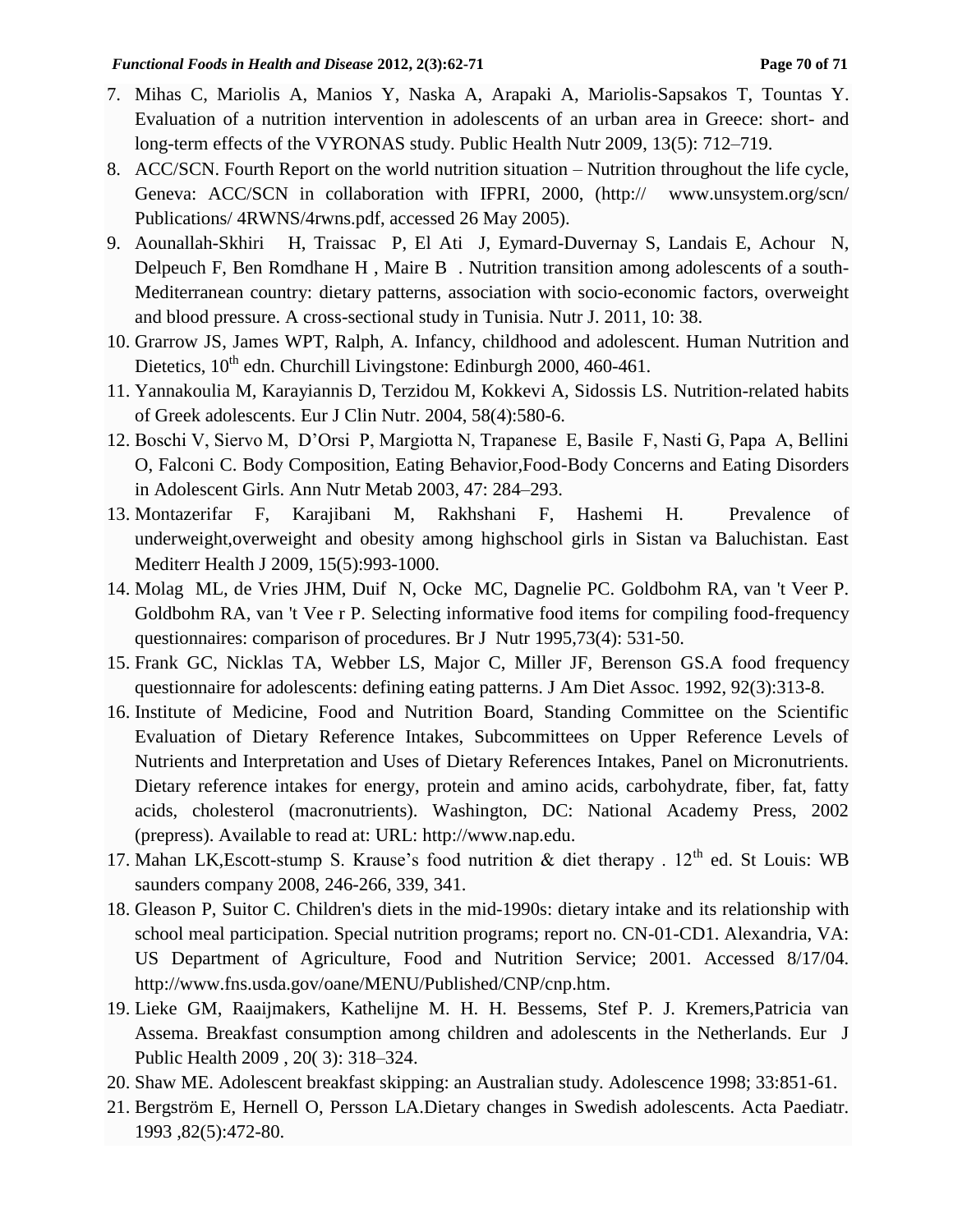7. Mihas C, Mariolis A, Manios Y, Naska A, Arapaki A, Mariolis-Sapsakos T, Tountas Y. Evaluation of a nutrition intervention in adolescents of an urban area in Greece: short- and long-term effects of the VYRONAS study. Public Health Nutr 2009, 13(5): 712–719.
8. ACC/SCN. Fourth Report on the world nutrition situation – Nutrition throughout the life cycle, Geneva: ACC/SCN in collaboration with IFPRI, 2000, (http:// www.unsystem.org/scn/ Publications/ 4RWNS/4rwns.pdf, accessed 26 May 2005).
9. Aounallah-Skhiri H, Traissac P, El Ati J, Eymard-Duvernay S, Landais E, Achour N, Delpeuch F, Ben Romdhane H , Maire B . Nutrition transition among adolescents of a south-Mediterranean country: dietary patterns, association with socio-economic factors, overweight and blood pressure. A cross-sectional study in Tunisia. Nutr J. 2011, 10: 38.
10. Grarrow JS, James WPT, Ralph, A. Infancy, childhood and adolescent. Human Nutrition and Dietetics, 10th edn. Churchill Livingstone: Edinburgh 2000, 460-461.
11. Yannakoulia M, Karayiannis D, Terzidou M, Kokkevi A, Sidossis LS. Nutrition-related habits of Greek adolescents. Eur J Clin Nutr. 2004, 58(4):580-6.
12. Boschi V, Siervo M, D'Orsi P, Margiotta N, Trapanese E, Basile F, Nasti G, Papa A, Bellini O, Falconi C. Body Composition, Eating Behavior,Food-Body Concerns and Eating Disorders in Adolescent Girls. Ann Nutr Metab 2003, 47: 284–293.
13. Montazerifar F, Karajibani M, Rakhshani F, Hashemi H. Prevalence of underweight,overweight and obesity among highschool girls in Sistan va Baluchistan. East Mediterr Health J 2009, 15(5):993-1000.
14. Molag ML, de Vries JHM, Duif N, Ocke MC, Dagnelie PC. Goldbohm RA, van 't Veer P. Goldbohm RA, van 't Vee r P. Selecting informative food items for compiling food-frequency questionnaires: comparison of procedures. Br J Nutr 1995,73(4): 531-50.
15. Frank GC, Nicklas TA, Webber LS, Major C, Miller JF, Berenson GS.A food frequency questionnaire for adolescents: defining eating patterns. J Am Diet Assoc. 1992, 92(3):313-8.
16. Institute of Medicine, Food and Nutrition Board, Standing Committee on the Scientific Evaluation of Dietary Reference Intakes, Subcommittees on Upper Reference Levels of Nutrients and Interpretation and Uses of Dietary References Intakes, Panel on Micronutrients. Dietary reference intakes for energy, protein and amino acids, carbohydrate, fiber, fat, fatty acids, cholesterol (macronutrients). Washington, DC: National Academy Press, 2002 (prepress). Available to read at: URL: http://www.nap.edu.
17. Mahan LK,Escott-stump S. Krause's food nutrition & diet therapy . 12th ed. St Louis: WB saunders company 2008, 246-266, 339, 341.
18. Gleason P, Suitor C. Children's diets in the mid-1990s: dietary intake and its relationship with school meal participation. Special nutrition programs; report no. CN-01-CD1. Alexandria, VA: US Department of Agriculture, Food and Nutrition Service; 2001. Accessed 8/17/04. http://www.fns.usda.gov/oane/MENU/Published/CNP/cnp.htm.
19. Lieke GM, Raaijmakers, Kathelijne M. H. H. Bessems, Stef P. J. Kremers,Patricia van Assema. Breakfast consumption among children and adolescents in the Netherlands. Eur J Public Health 2009 , 20( 3): 318–324.
20. Shaw ME. Adolescent breakfast skipping: an Australian study. Adolescence 1998; 33:851-61.
21. Bergström E, Hernell O, Persson LA.Dietary changes in Swedish adolescents. Acta Paediatr. 1993 ,82(5):472-80.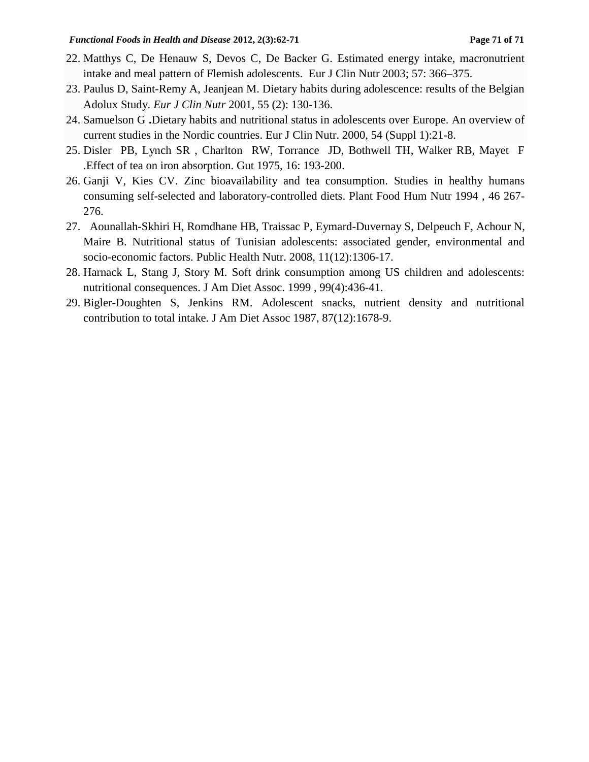22. Matthys C, De Henauw S, Devos C, De Backer G. Estimated energy intake, macronutrient intake and meal pattern of Flemish adolescents. Eur J Clin Nutr 2003; 57: 366–375.
23. Paulus D, Saint-Remy A, Jeanjean M. Dietary habits during adolescence: results of the Belgian Adolux Study. *Eur J Clin Nutr* 2001, 55 (2): 130-136.
24. Samuelson G **.**Dietary habits and nutritional status in adolescents over Europe. An overview of current studies in the Nordic countries. Eur J Clin Nutr. 2000, 54 (Suppl 1):21-8.
25. Disler PB, Lynch SR , Charlton RW, Torrance JD, Bothwell TH, Walker RB, Mayet F .Effect of tea on iron absorption. Gut 1975, 16: 193-200.
26. Ganji V, Kies CV. Zinc bioavailability and tea consumption. Studies in healthy humans consuming self-selected and laboratory-controlled diets. Plant Food Hum Nutr 1994 , 46 267-276.
27. Aounallah-Skhiri H, Romdhane HB, Traissac P, Eymard-Duvernay S, Delpeuch F, Achour N, Maire B. Nutritional status of Tunisian adolescents: associated gender, environmental and socio-economic factors. Public Health Nutr. 2008, 11(12):1306-17.
28. Harnack L, Stang J, Story M. Soft drink consumption among US children and adolescents: nutritional consequences. J Am Diet Assoc. 1999 , 99(4):436-41.
29. Bigler-Doughten S, Jenkins RM. Adolescent snacks, nutrient density and nutritional contribution to total intake. J Am Diet Assoc 1987, 87(12):1678-9.